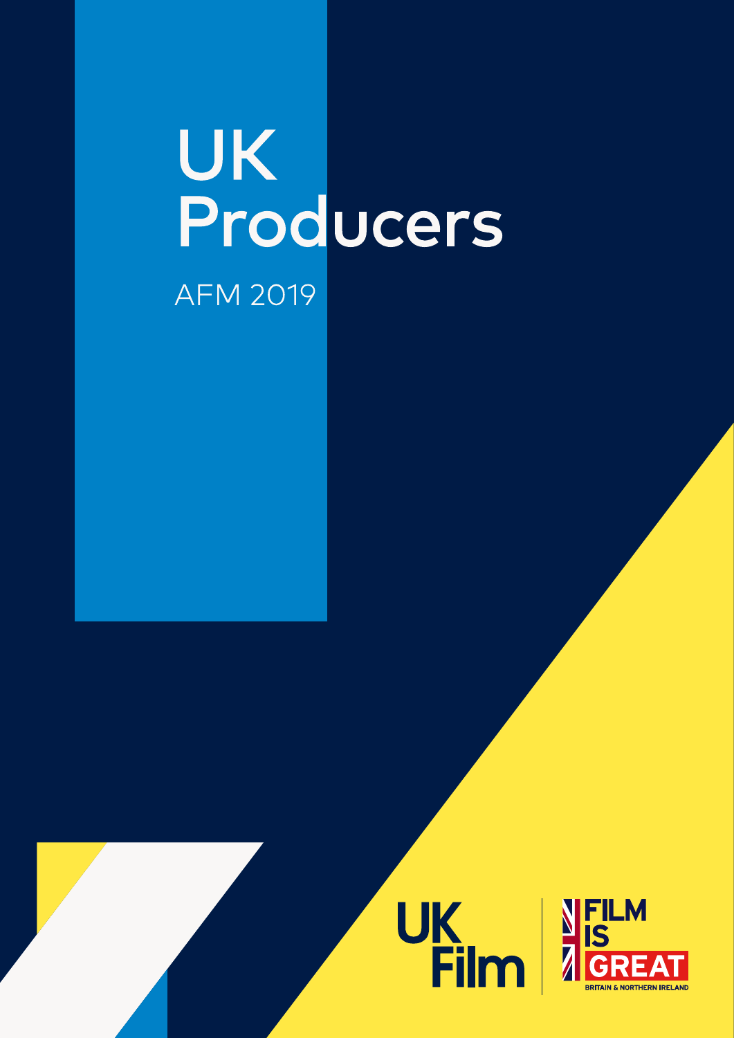# UK Producers

AFM 2019

UK Film | FILM IS GREAT BRITAIN & NORTHERN IRELAND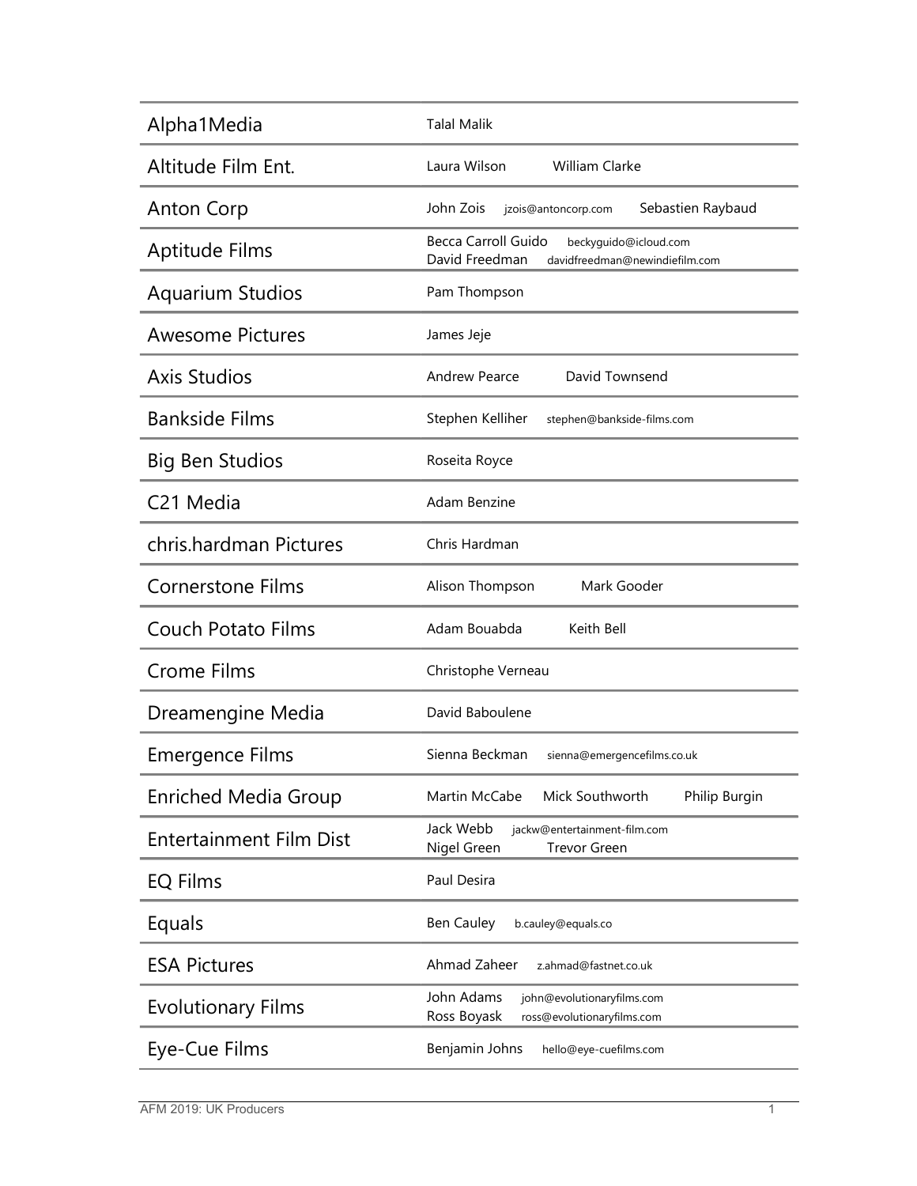| Company | Contacts |
|---|---|
| Alpha1Media | Talal Malik |
| Altitude Film Ent. | Laura Wilson     William Clarke |
| Anton Corp | John Zois jzois@antoncorp.com     Sebastien Raybaud |
| Aptitude Films | Becca Carroll Guido beckyguido@icloud.com<br>David Freedman davidfreedman@newindiefilm.com |
| Aquarium Studios | Pam Thompson |
| Awesome Pictures | James Jeje |
| Axis Studios | Andrew Pearce     David Townsend |
| Bankside Films | Stephen Kelliher stephen@bankside-films.com |
| Big Ben Studios | Roseita Royce |
| C21 Media | Adam Benzine |
| chris.hardman Pictures | Chris Hardman |
| Cornerstone Films | Alison Thompson     Mark Gooder |
| Couch Potato Films | Adam Bouabda     Keith Bell |
| Crome Films | Christophe Verneau |
| Dreamengine Media | David Baboulene |
| Emergence Films | Sienna Beckman sienna@emergencefilms.co.uk |
| Enriched Media Group | Martin McCabe     Mick Southworth     Philip Burgin |
| Entertainment Film Dist | Jack Webb jackw@entertainment-film.com<br>Nigel Green     Trevor Green |
| EQ Films | Paul Desira |
| Equals | Ben Cauley b.cauley@equals.co |
| ESA Pictures | Ahmad Zaheer z.ahmad@fastnet.co.uk |
| Evolutionary Films | John Adams john@evolutionaryfilms.com<br>Ross Boyask ross@evolutionaryfilms.com |
| Eye-Cue Films | Benjamin Johns hello@eye-cuefilms.com |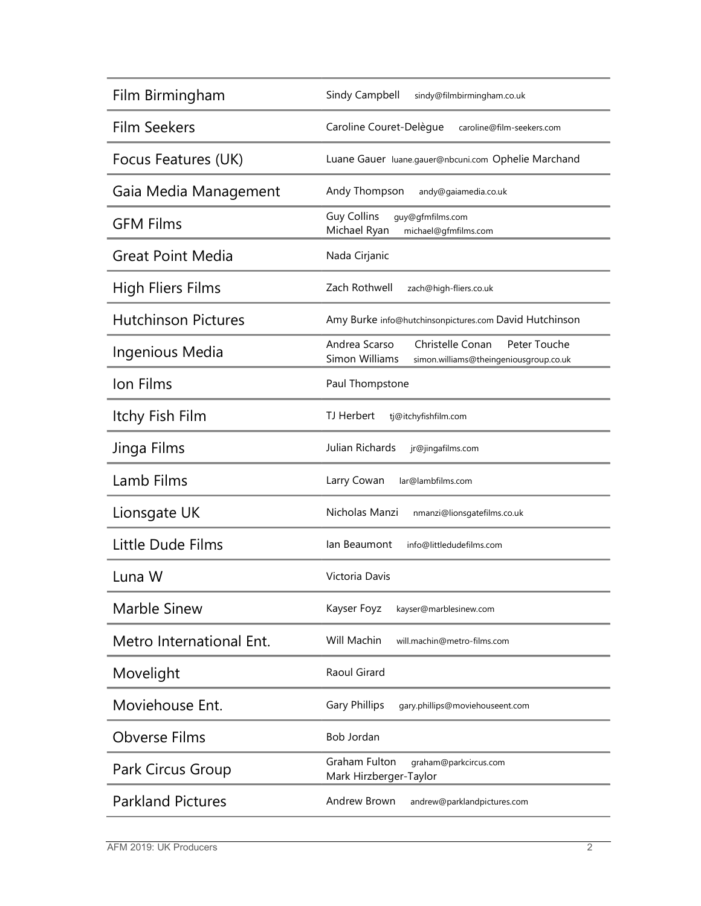| Company | Contacts |
| --- | --- |
| Film Birmingham | Sindy Campbell sindy@filmbirmingham.co.uk |
| Film Seekers | Caroline Couret-Delègue caroline@film-seekers.com |
| Focus Features (UK) | Luane Gauer luane.gauer@nbcuni.com Ophelie Marchand |
| Gaia Media Management | Andy Thompson andy@gaiamedia.co.uk |
| GFM Films | Guy Collins guy@gfmfilms.com<br>Michael Ryan michael@gfmfilms.com |
| Great Point Media | Nada Cirjanic |
| High Fliers Films | Zach Rothwell zach@high-fliers.co.uk |
| Hutchinson Pictures | Amy Burke info@hutchinsonpictures.com David Hutchinson |
| Ingenious Media | Andrea Scarso Christelle Conan Peter Touche<br>Simon Williams simon.williams@theingeniousgroup.co.uk |
| Ion Films | Paul Thompstone |
| Itchy Fish Film | TJ Herbert tj@itchyfishfilm.com |
| Jinga Films | Julian Richards jr@jingafilms.com |
| Lamb Films | Larry Cowan lar@lambfilms.com |
| Lionsgate UK | Nicholas Manzi nmanzi@lionsgatefilms.co.uk |
| Little Dude Films | Ian Beaumont info@littledudefilms.com |
| Luna W | Victoria Davis |
| Marble Sinew | Kayser Foyz kayser@marblesinew.com |
| Metro International Ent. | Will Machin will.machin@metro-films.com |
| Movelight | Raoul Girard |
| Moviehouse Ent. | Gary Phillips gary.phillips@moviehouseent.com |
| Obverse Films | Bob Jordan |
| Park Circus Group | Graham Fulton graham@parkcircus.com<br>Mark Hirzberger-Taylor |
| Parkland Pictures | Andrew Brown andrew@parklandpictures.com |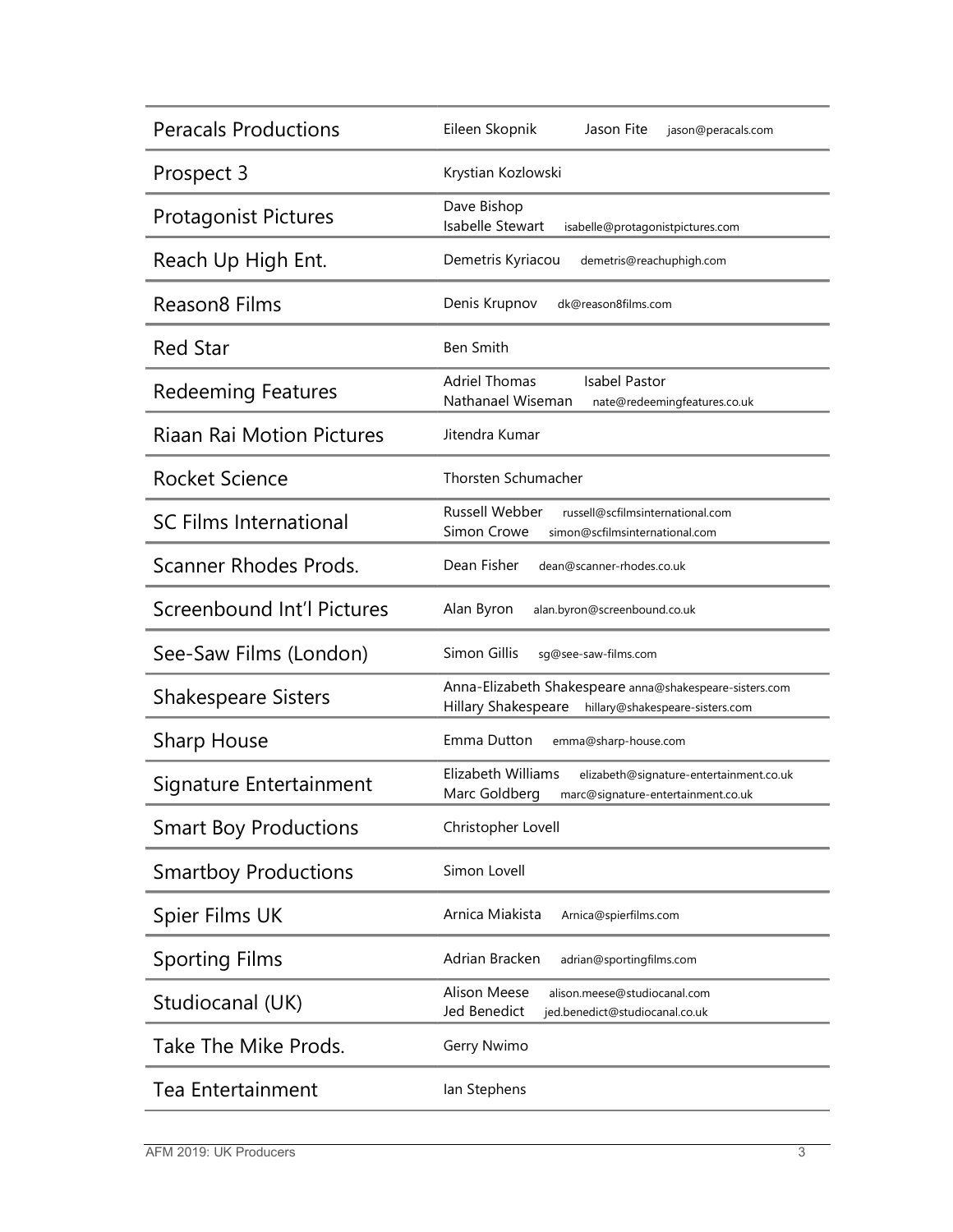| Company | Contacts |
|---|---|
| Peracals Productions | Eileen Skopnik Jason Fite jason@peracals.com |
| Prospect 3 | Krystian Kozlowski |
| Protagonist Pictures | Dave Bishop<br>Isabelle Stewart isabelle@protagonistpictures.com |
| Reach Up High Ent. | Demetris Kyriacou demetris@reachuphigh.com |
| Reason8 Films | Denis Krupnov dk@reason8films.com |
| Red Star | Ben Smith |
| Redeeming Features | Adriel Thomas Isabel Pastor<br>Nathanael Wiseman nate@redeemingfeatures.co.uk |
| Riaan Rai Motion Pictures | Jitendra Kumar |
| Rocket Science | Thorsten Schumacher |
| SC Films International | Russell Webber russell@scfilmsinternational.com<br>Simon Crowe simon@scfilmsinternational.com |
| Scanner Rhodes Prods. | Dean Fisher dean@scanner-rhodes.co.uk |
| Screenbound Int'l Pictures | Alan Byron alan.byron@screenbound.co.uk |
| See-Saw Films (London) | Simon Gillis sg@see-saw-films.com |
| Shakespeare Sisters | Anna-Elizabeth Shakespeare anna@shakespeare-sisters.com<br>Hillary Shakespeare hillary@shakespeare-sisters.com |
| Sharp House | Emma Dutton emma@sharp-house.com |
| Signature Entertainment | Elizabeth Williams elizabeth@signature-entertainment.co.uk<br>Marc Goldberg marc@signature-entertainment.co.uk |
| Smart Boy Productions | Christopher Lovell |
| Smartboy Productions | Simon Lovell |
| Spier Films UK | Arnica Miakista Arnica@spierfilms.com |
| Sporting Films | Adrian Bracken adrian@sportingfilms.com |
| Studiocanal (UK) | Alison Meese alison.meese@studiocanal.com<br>Jed Benedict jed.benedict@studiocanal.co.uk |
| Take The Mike Prods. | Gerry Nwimo |
| Tea Entertainment | Ian Stephens |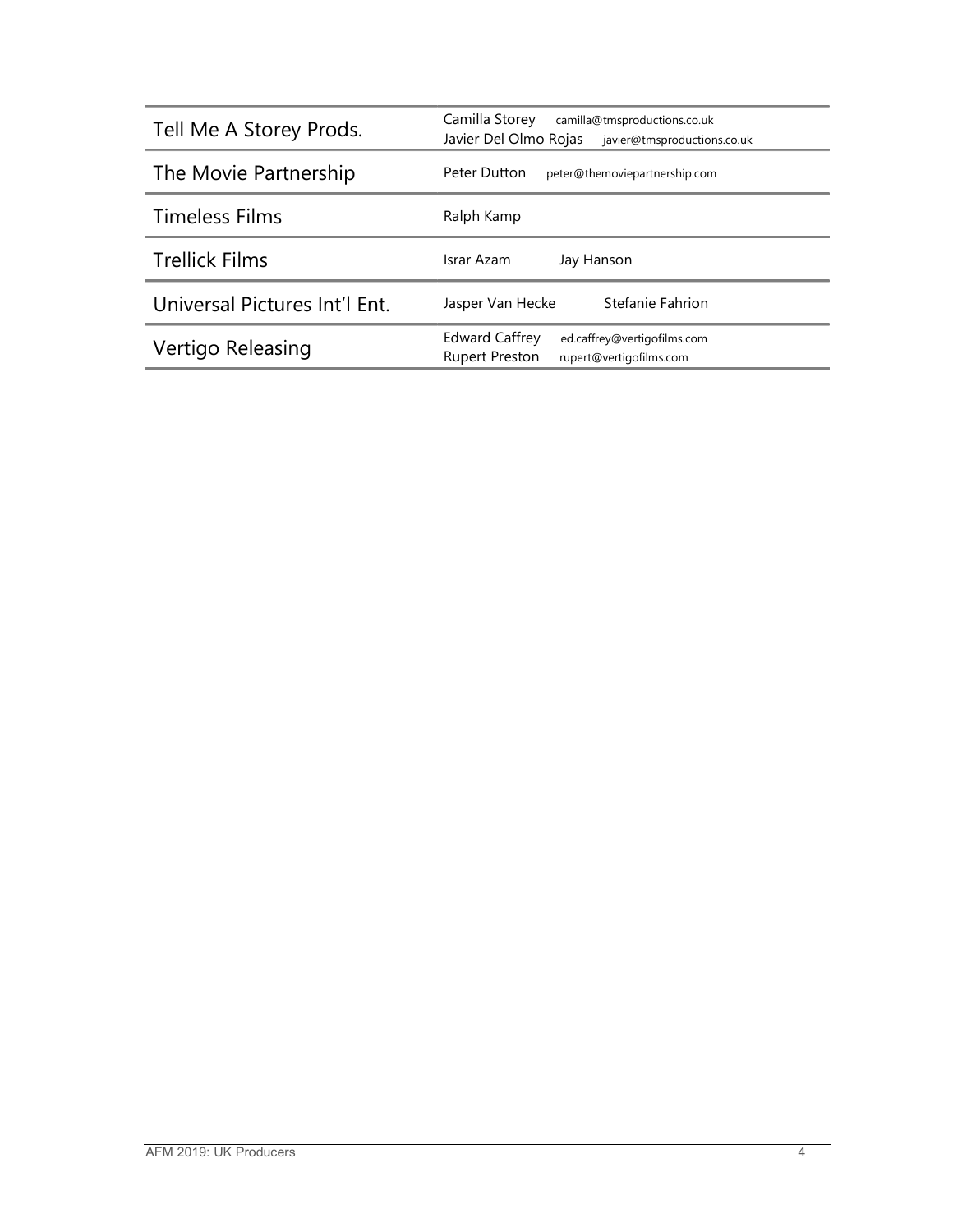| | |
|---|---|
| Tell Me A Storey Prods. | Camilla Storey camilla@tmsproductions.co.uk<br>Javier Del Olmo Rojas javier@tmsproductions.co.uk |
| The Movie Partnership | Peter Dutton peter@themoviepartnership.com |
| Timeless Films | Ralph Kamp |
| Trellick Films | Israr Azam Jay Hanson |
| Universal Pictures Int'l Ent. | Jasper Van Hecke Stefanie Fahrion |
| Vertigo Releasing | Edward Caffrey ed.caffrey@vertigofilms.com<br>Rupert Preston rupert@vertigofilms.com |